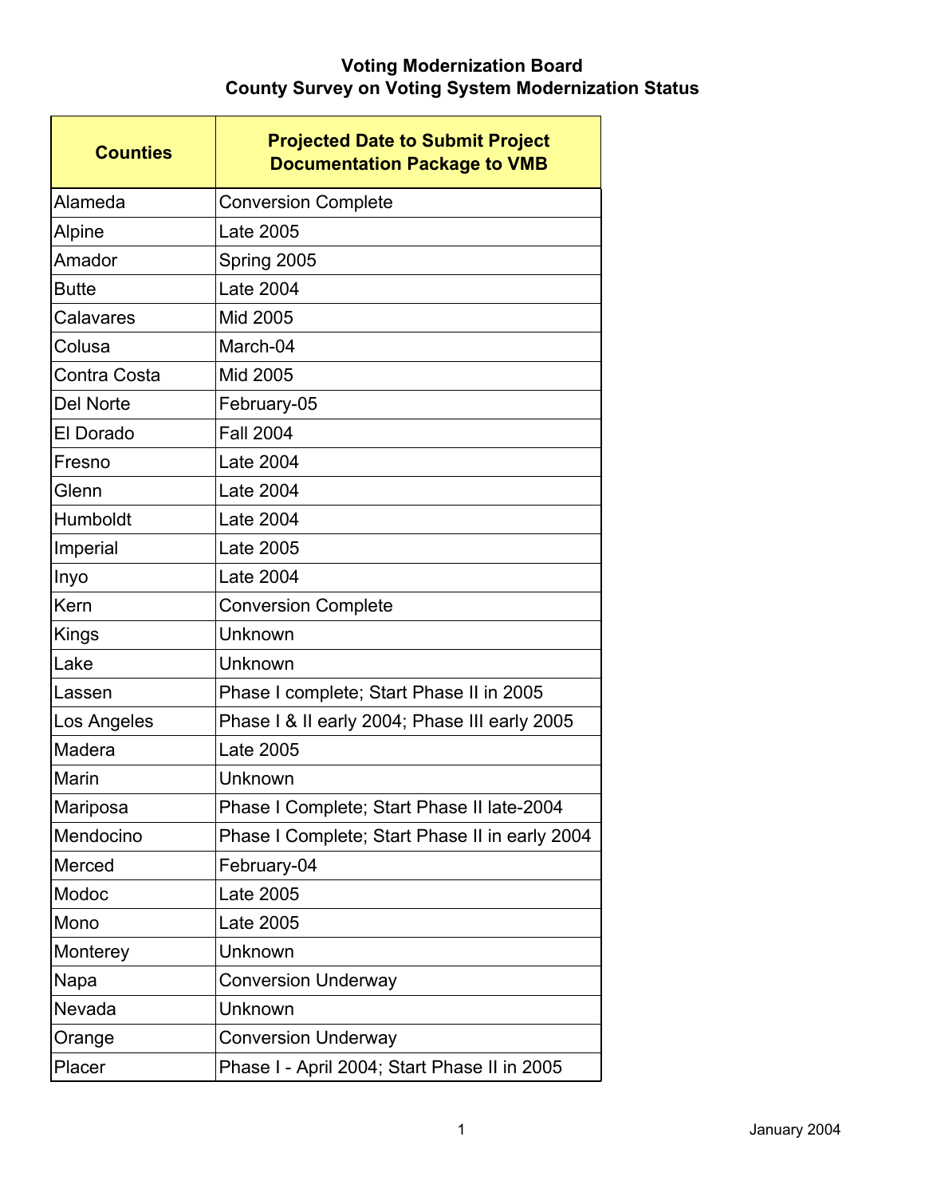# Voting Modernization Board
## County Survey on Voting System Modernization Status

| Counties | Projected Date to Submit Project Documentation Package to VMB |
|---|---|
| Alameda | Conversion Complete |
| Alpine | Late 2005 |
| Amador | Spring 2005 |
| Butte | Late 2004 |
| Calavares | Mid 2005 |
| Colusa | March-04 |
| Contra Costa | Mid 2005 |
| Del Norte | February-05 |
| El Dorado | Fall 2004 |
| Fresno | Late 2004 |
| Glenn | Late 2004 |
| Humboldt | Late 2004 |
| Imperial | Late 2005 |
| Inyo | Late 2004 |
| Kern | Conversion Complete |
| Kings | Unknown |
| Lake | Unknown |
| Lassen | Phase I complete; Start Phase II in 2005 |
| Los Angeles | Phase I & II early 2004; Phase III early 2005 |
| Madera | Late 2005 |
| Marin | Unknown |
| Mariposa | Phase I Complete; Start Phase II late-2004 |
| Mendocino | Phase I Complete; Start Phase II in early 2004 |
| Merced | February-04 |
| Modoc | Late 2005 |
| Mono | Late 2005 |
| Monterey | Unknown |
| Napa | Conversion Underway |
| Nevada | Unknown |
| Orange | Conversion Underway |
| Placer | Phase I - April 2004; Start Phase II in 2005 |

January 2004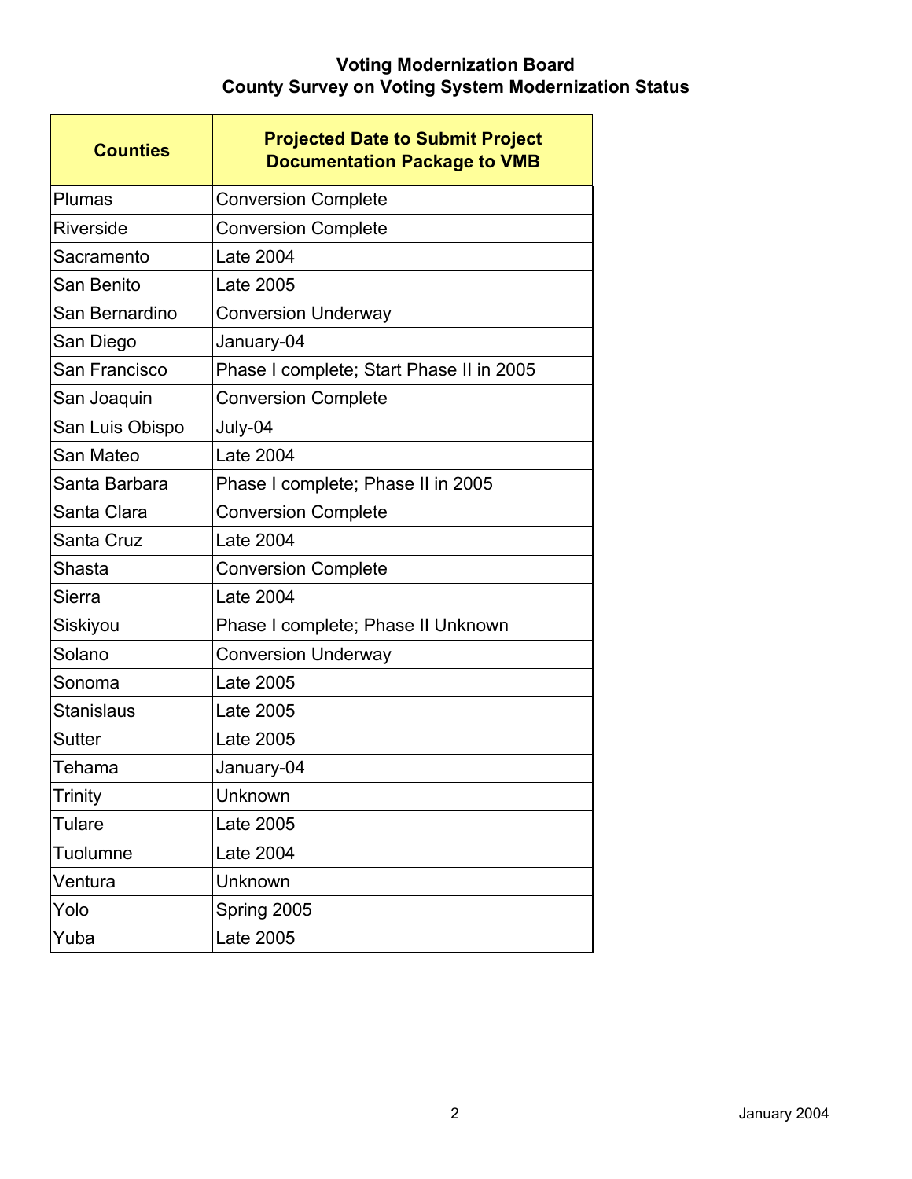**Voting Modernization Board**
**County Survey on Voting System Modernization Status**

| Counties | Projected Date to Submit Project Documentation Package to VMB |
|---|---|
| Plumas | Conversion Complete |
| Riverside | Conversion Complete |
| Sacramento | Late 2004 |
| San Benito | Late 2005 |
| San Bernardino | Conversion Underway |
| San Diego | January-04 |
| San Francisco | Phase I complete; Start Phase II in 2005 |
| San Joaquin | Conversion Complete |
| San Luis Obispo | July-04 |
| San Mateo | Late 2004 |
| Santa Barbara | Phase I complete; Phase II in 2005 |
| Santa Clara | Conversion Complete |
| Santa Cruz | Late 2004 |
| Shasta | Conversion Complete |
| Sierra | Late 2004 |
| Siskiyou | Phase I complete; Phase II Unknown |
| Solano | Conversion Underway |
| Sonoma | Late 2005 |
| Stanislaus | Late 2005 |
| Sutter | Late 2005 |
| Tehama | January-04 |
| Trinity | Unknown |
| Tulare | Late 2005 |
| Tuolumne | Late 2004 |
| Ventura | Unknown |
| Yolo | Spring 2005 |
| Yuba | Late 2005 |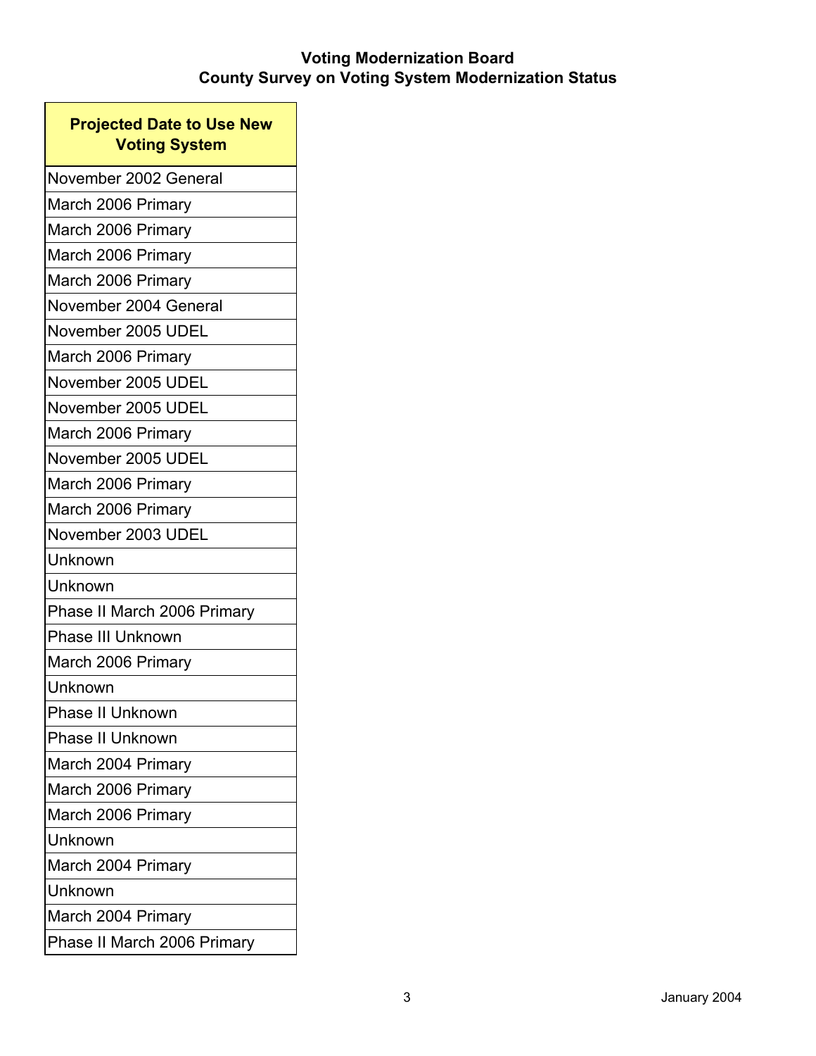**Voting Modernization Board**
**County Survey on Voting System Modernization Status**

| Projected Date to Use New Voting System |
|---|
| November 2002 General |
| March 2006 Primary |
| March 2006 Primary |
| March 2006 Primary |
| March 2006 Primary |
| November 2004 General |
| November 2005 UDEL |
| March 2006 Primary |
| November 2005 UDEL |
| November 2005 UDEL |
| March 2006 Primary |
| November 2005 UDEL |
| March 2006 Primary |
| March 2006 Primary |
| November 2003 UDEL |
| Unknown |
| Unknown |
| Phase II March 2006 Primary |
| Phase III Unknown |
| March 2006 Primary |
| Unknown |
| Phase II Unknown |
| Phase II Unknown |
| March 2004 Primary |
| March 2006 Primary |
| March 2006 Primary |
| Unknown |
| March 2004 Primary |
| Unknown |
| March 2004 Primary |
| Phase II March 2006 Primary |

January 2004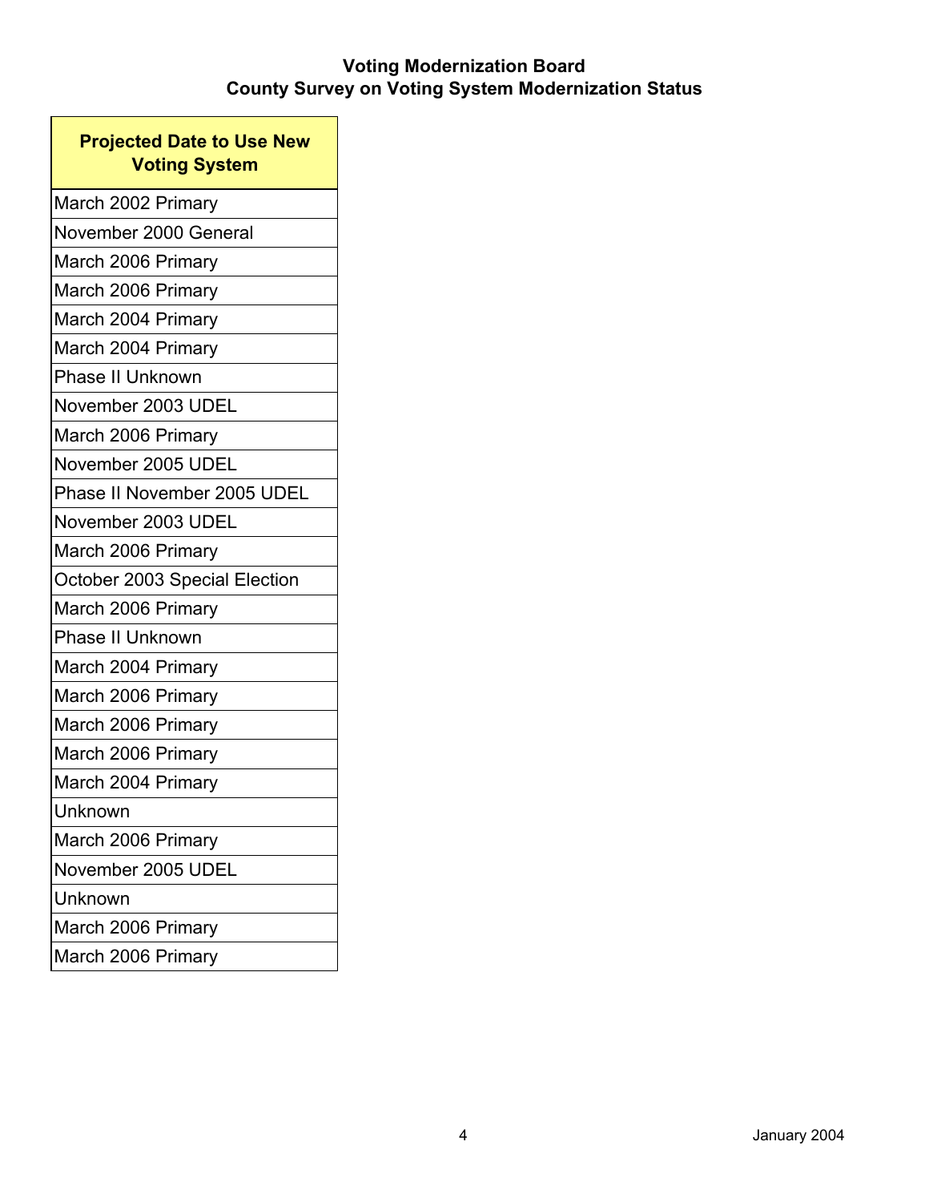**Voting Modernization Board**
**County Survey on Voting System Modernization Status**

| Projected Date to Use New Voting System |
| --- |
| March 2002 Primary |
| November 2000 General |
| March 2006 Primary |
| March 2006 Primary |
| March 2004 Primary |
| March 2004 Primary |
| Phase II Unknown |
| November 2003 UDEL |
| March 2006 Primary |
| November 2005 UDEL |
| Phase II November 2005 UDEL |
| November 2003 UDEL |
| March 2006 Primary |
| October 2003 Special Election |
| March 2006 Primary |
| Phase II Unknown |
| March 2004 Primary |
| March 2006 Primary |
| March 2006 Primary |
| March 2006 Primary |
| March 2004 Primary |
| Unknown |
| March 2006 Primary |
| November 2005 UDEL |
| Unknown |
| March 2006 Primary |
| March 2006 Primary |

January 2004